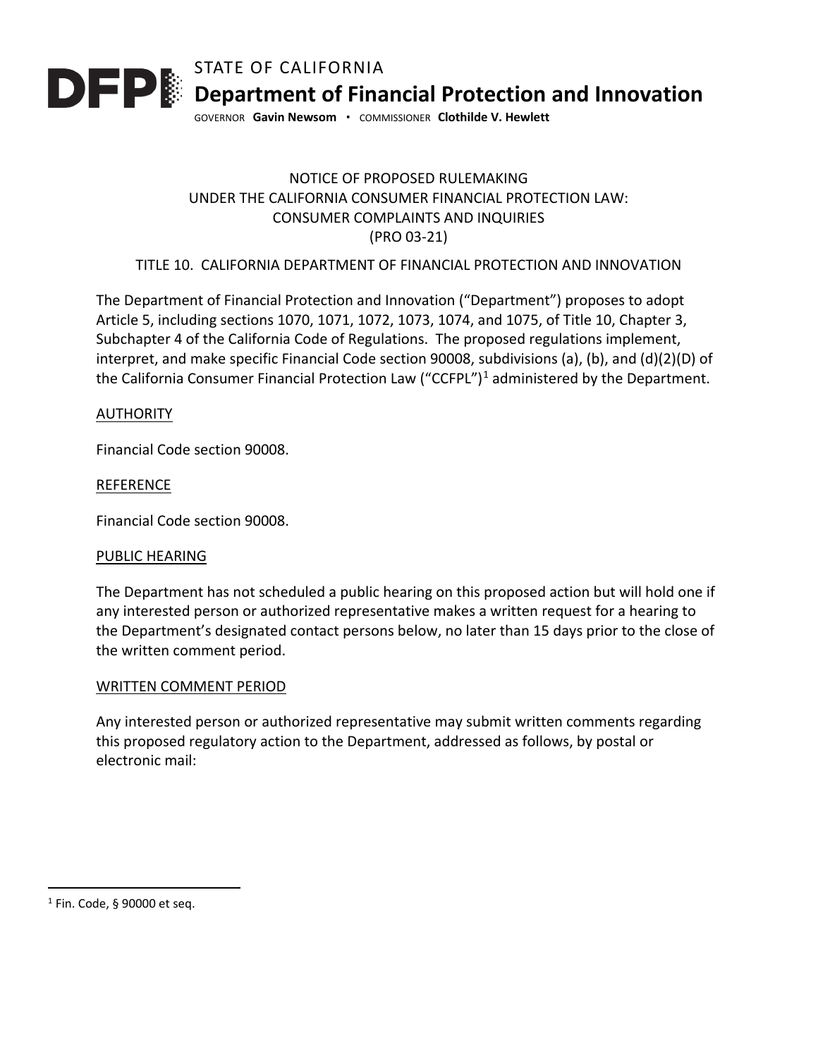STATE OF CALIFORNIA

**Department of Financial Protection and Innovation**

GOVERNOR **Gavin Newsom** · COMMISSIONER **Clothilde V. Hewlett**

NOTICE OF PROPOSED RULEMAKING
UNDER THE CALIFORNIA CONSUMER FINANCIAL PROTECTION LAW:
CONSUMER COMPLAINTS AND INQUIRIES
(PRO 03-21)

TITLE 10. CALIFORNIA DEPARTMENT OF FINANCIAL PROTECTION AND INNOVATION

The Department of Financial Protection and Innovation ("Department") proposes to adopt Article 5, including sections 1070, 1071, 1072, 1073, 1074, and 1075, of Title 10, Chapter 3, Subchapter 4 of the California Code of Regulations. The proposed regulations implement, interpret, and make specific Financial Code section 90008, subdivisions (a), (b), and (d)(2)(D) of the California Consumer Financial Protection Law ("CCFPL")[1] administered by the Department.

## AUTHORITY

Financial Code section 90008.

## REFERENCE

Financial Code section 90008.

## PUBLIC HEARING

The Department has not scheduled a public hearing on this proposed action but will hold one if any interested person or authorized representative makes a written request for a hearing to the Department's designated contact persons below, no later than 15 days prior to the close of the written comment period.

## WRITTEN COMMENT PERIOD

Any interested person or authorized representative may submit written comments regarding this proposed regulatory action to the Department, addressed as follows, by postal or electronic mail:

---

[1] Fin. Code, § 90000 et seq.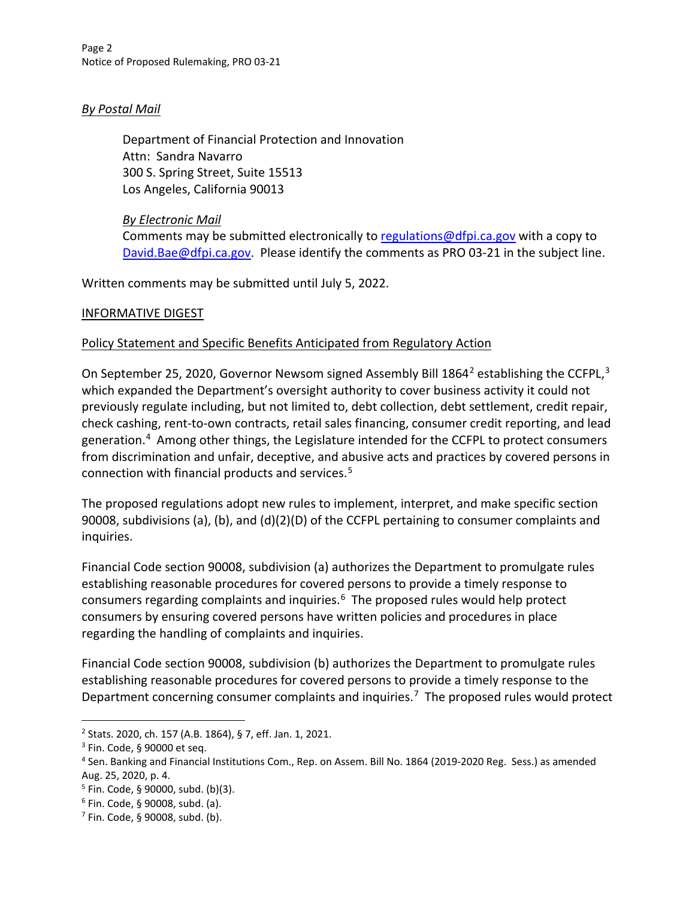*By Postal Mail*

> Department of Financial Protection and Innovation
> Attn: Sandra Navarro
> 300 S. Spring Street, Suite 15513
> Los Angeles, California 90013
>
> *By Electronic Mail*
> Comments may be submitted electronically to [regulations@dfpi.ca.gov](mailto:regulations@dfpi.ca.gov) with a copy to [David.Bae@dfpi.ca.gov](mailto:David.Bae@dfpi.ca.gov). Please identify the comments as PRO 03-21 in the subject line.

Written comments may be submitted until July 5, 2022.

INFORMATIVE DIGEST

Policy Statement and Specific Benefits Anticipated from Regulatory Action

On September 25, 2020, Governor Newsom signed Assembly Bill 1864[2] establishing the CCFPL,[3] which expanded the Department's oversight authority to cover business activity it could not previously regulate including, but not limited to, debt collection, debt settlement, credit repair, check cashing, rent-to-own contracts, retail sales financing, consumer credit reporting, and lead generation.[4] Among other things, the Legislature intended for the CCFPL to protect consumers from discrimination and unfair, deceptive, and abusive acts and practices by covered persons in connection with financial products and services.[5]

The proposed regulations adopt new rules to implement, interpret, and make specific section 90008, subdivisions (a), (b), and (d)(2)(D) of the CCFPL pertaining to consumer complaints and inquiries.

Financial Code section 90008, subdivision (a) authorizes the Department to promulgate rules establishing reasonable procedures for covered persons to provide a timely response to consumers regarding complaints and inquiries.[6] The proposed rules would help protect consumers by ensuring covered persons have written policies and procedures in place regarding the handling of complaints and inquiries.

Financial Code section 90008, subdivision (b) authorizes the Department to promulgate rules establishing reasonable procedures for covered persons to provide a timely response to the Department concerning consumer complaints and inquiries.[7] The proposed rules would protect

---

[2] Stats. 2020, ch. 157 (A.B. 1864), § 7, eff. Jan. 1, 2021.
[3] Fin. Code, § 90000 et seq.
[4] Sen. Banking and Financial Institutions Com., Rep. on Assem. Bill No. 1864 (2019-2020 Reg. Sess.) as amended Aug. 25, 2020, p. 4.
[5] Fin. Code, § 90000, subd. (b)(3).
[6] Fin. Code, § 90008, subd. (a).
[7] Fin. Code, § 90008, subd. (b).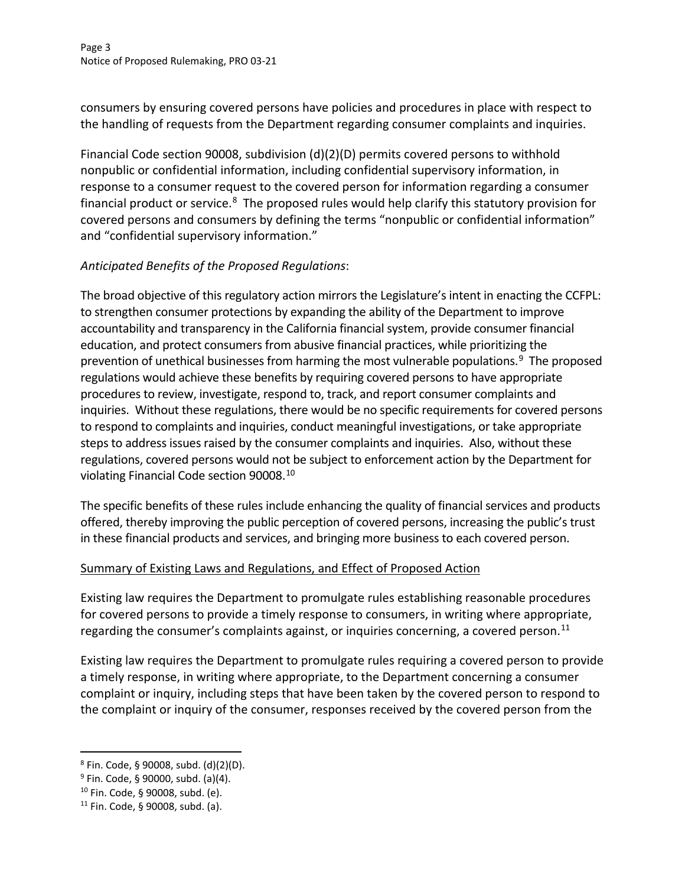consumers by ensuring covered persons have policies and procedures in place with respect to the handling of requests from the Department regarding consumer complaints and inquiries.

Financial Code section 90008, subdivision (d)(2)(D) permits covered persons to withhold nonpublic or confidential information, including confidential supervisory information, in response to a consumer request to the covered person for information regarding a consumer financial product or service.[8] The proposed rules would help clarify this statutory provision for covered persons and consumers by defining the terms "nonpublic or confidential information" and "confidential supervisory information."

*Anticipated Benefits of the Proposed Regulations*:

The broad objective of this regulatory action mirrors the Legislature's intent in enacting the CCFPL: to strengthen consumer protections by expanding the ability of the Department to improve accountability and transparency in the California financial system, provide consumer financial education, and protect consumers from abusive financial practices, while prioritizing the prevention of unethical businesses from harming the most vulnerable populations.[9] The proposed regulations would achieve these benefits by requiring covered persons to have appropriate procedures to review, investigate, respond to, track, and report consumer complaints and inquiries. Without these regulations, there would be no specific requirements for covered persons to respond to complaints and inquiries, conduct meaningful investigations, or take appropriate steps to address issues raised by the consumer complaints and inquiries. Also, without these regulations, covered persons would not be subject to enforcement action by the Department for violating Financial Code section 90008.[10]

The specific benefits of these rules include enhancing the quality of financial services and products offered, thereby improving the public perception of covered persons, increasing the public's trust in these financial products and services, and bringing more business to each covered person.

<u>Summary of Existing Laws and Regulations, and Effect of Proposed Action</u>

Existing law requires the Department to promulgate rules establishing reasonable procedures for covered persons to provide a timely response to consumers, in writing where appropriate, regarding the consumer's complaints against, or inquiries concerning, a covered person.[11]

Existing law requires the Department to promulgate rules requiring a covered person to provide a timely response, in writing where appropriate, to the Department concerning a consumer complaint or inquiry, including steps that have been taken by the covered person to respond to the complaint or inquiry of the consumer, responses received by the covered person from the

---

[8] Fin. Code, § 90008, subd. (d)(2)(D).

[9] Fin. Code, § 90000, subd. (a)(4).

[10] Fin. Code, § 90008, subd. (e).

[11] Fin. Code, § 90008, subd. (a).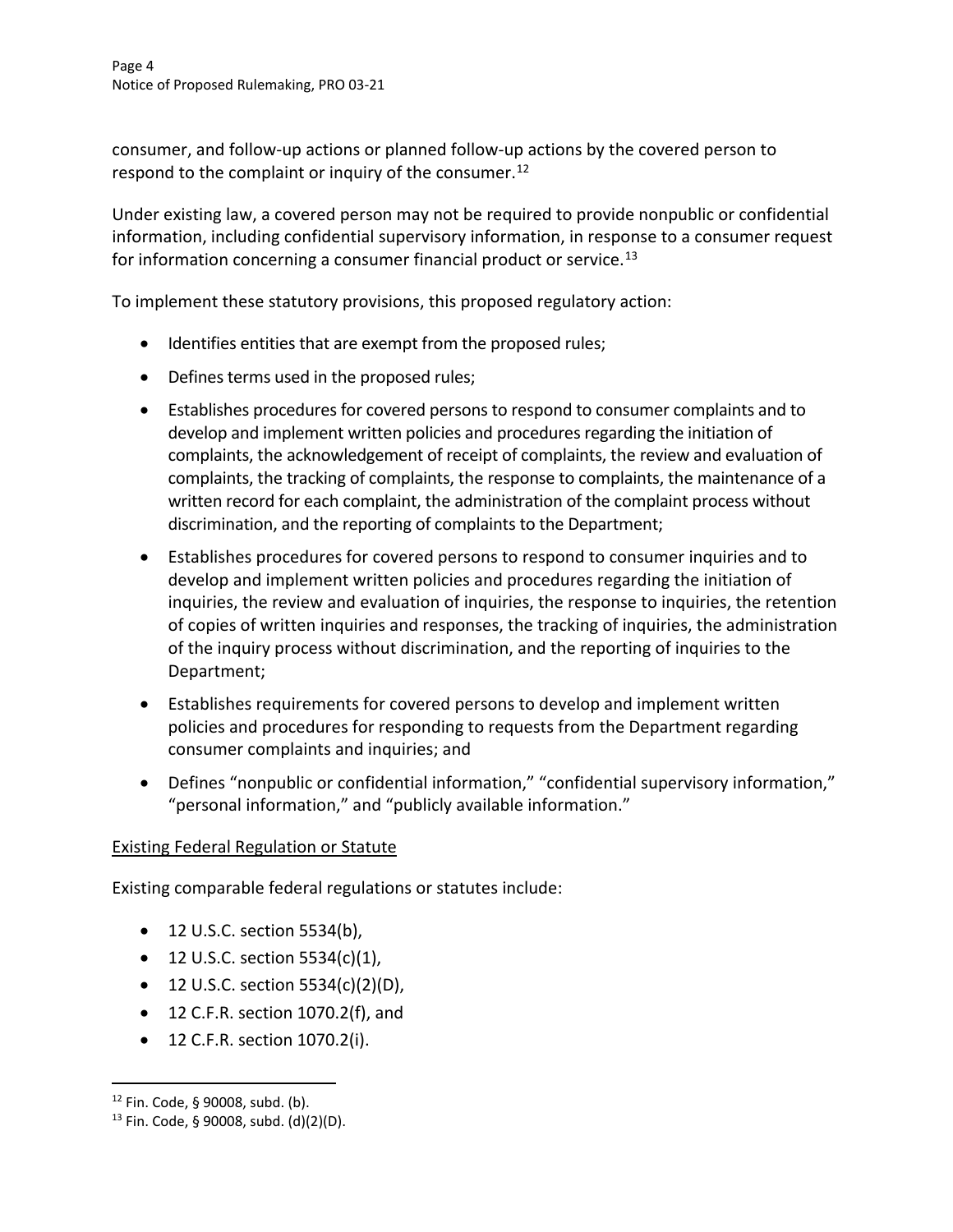consumer, and follow-up actions or planned follow-up actions by the covered person to respond to the complaint or inquiry of the consumer.[12]

Under existing law, a covered person may not be required to provide nonpublic or confidential information, including confidential supervisory information, in response to a consumer request for information concerning a consumer financial product or service.[13]

To implement these statutory provisions, this proposed regulatory action:

- Identifies entities that are exempt from the proposed rules;
- Defines terms used in the proposed rules;
- Establishes procedures for covered persons to respond to consumer complaints and to develop and implement written policies and procedures regarding the initiation of complaints, the acknowledgement of receipt of complaints, the review and evaluation of complaints, the tracking of complaints, the response to complaints, the maintenance of a written record for each complaint, the administration of the complaint process without discrimination, and the reporting of complaints to the Department;
- Establishes procedures for covered persons to respond to consumer inquiries and to develop and implement written policies and procedures regarding the initiation of inquiries, the review and evaluation of inquiries, the response to inquiries, the retention of copies of written inquiries and responses, the tracking of inquiries, the administration of the inquiry process without discrimination, and the reporting of inquiries to the Department;
- Establishes requirements for covered persons to develop and implement written policies and procedures for responding to requests from the Department regarding consumer complaints and inquiries; and
- Defines "nonpublic or confidential information," "confidential supervisory information," "personal information," and "publicly available information."

<u>Existing Federal Regulation or Statute</u>

Existing comparable federal regulations or statutes include:

- 12 U.S.C. section 5534(b),
- 12 U.S.C. section 5534(c)(1),
- 12 U.S.C. section 5534(c)(2)(D),
- 12 C.F.R. section 1070.2(f), and
- 12 C.F.R. section 1070.2(i).

---

[12] Fin. Code, § 90008, subd. (b).

[13] Fin. Code, § 90008, subd. (d)(2)(D).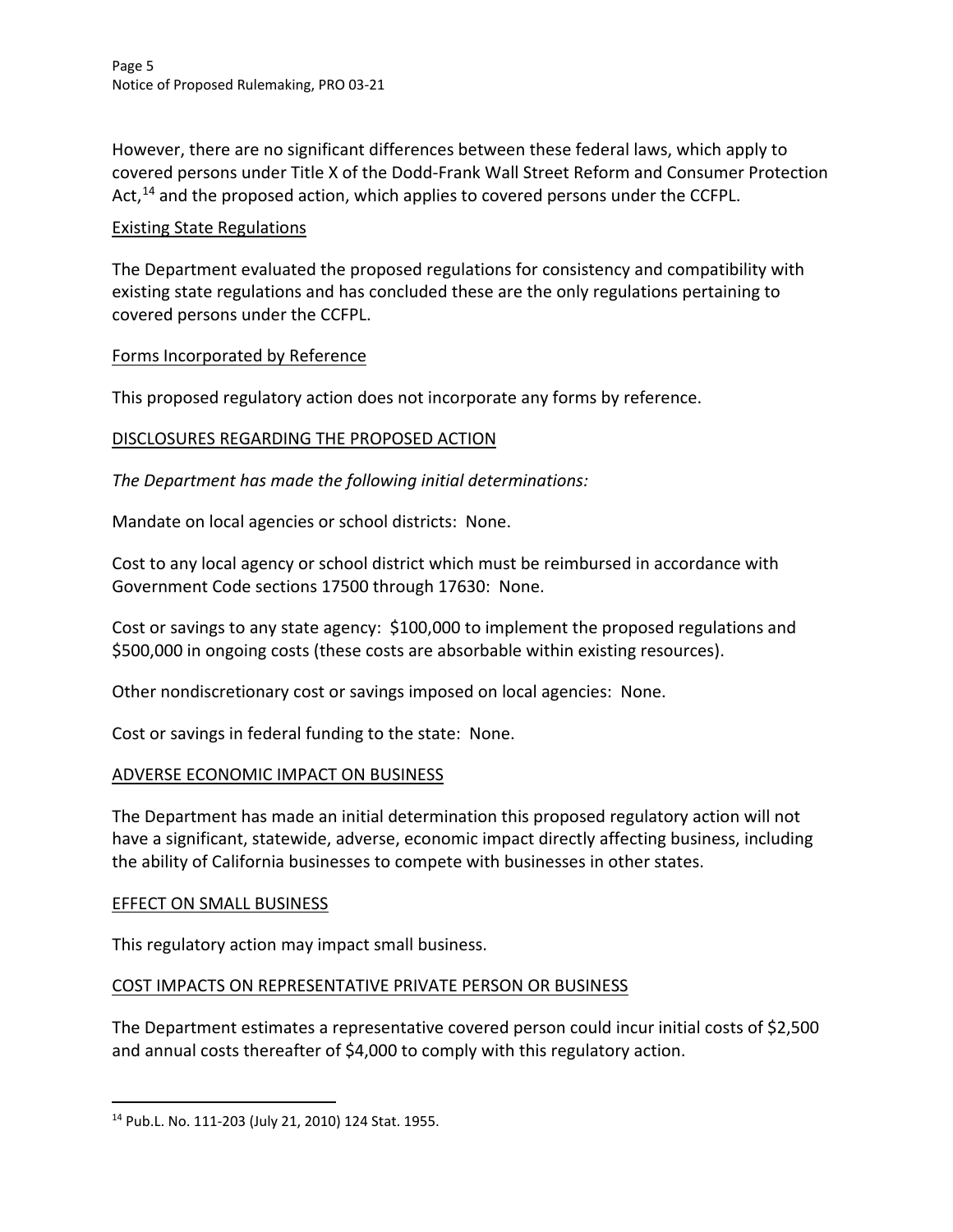However, there are no significant differences between these federal laws, which apply to covered persons under Title X of the Dodd-Frank Wall Street Reform and Consumer Protection Act,[14] and the proposed action, which applies to covered persons under the CCFPL.

Existing State Regulations

The Department evaluated the proposed regulations for consistency and compatibility with existing state regulations and has concluded these are the only regulations pertaining to covered persons under the CCFPL.

Forms Incorporated by Reference

This proposed regulatory action does not incorporate any forms by reference.

## DISCLOSURES REGARDING THE PROPOSED ACTION

*The Department has made the following initial determinations:*

Mandate on local agencies or school districts: None.

Cost to any local agency or school district which must be reimbursed in accordance with Government Code sections 17500 through 17630: None.

Cost or savings to any state agency: $100,000 to implement the proposed regulations and $500,000 in ongoing costs (these costs are absorbable within existing resources).

Other nondiscretionary cost or savings imposed on local agencies: None.

Cost or savings in federal funding to the state: None.

## ADVERSE ECONOMIC IMPACT ON BUSINESS

The Department has made an initial determination this proposed regulatory action will not have a significant, statewide, adverse, economic impact directly affecting business, including the ability of California businesses to compete with businesses in other states.

## EFFECT ON SMALL BUSINESS

This regulatory action may impact small business.

## COST IMPACTS ON REPRESENTATIVE PRIVATE PERSON OR BUSINESS

The Department estimates a representative covered person could incur initial costs of $2,500 and annual costs thereafter of $4,000 to comply with this regulatory action.

---

[14] Pub.L. No. 111-203 (July 21, 2010) 124 Stat. 1955.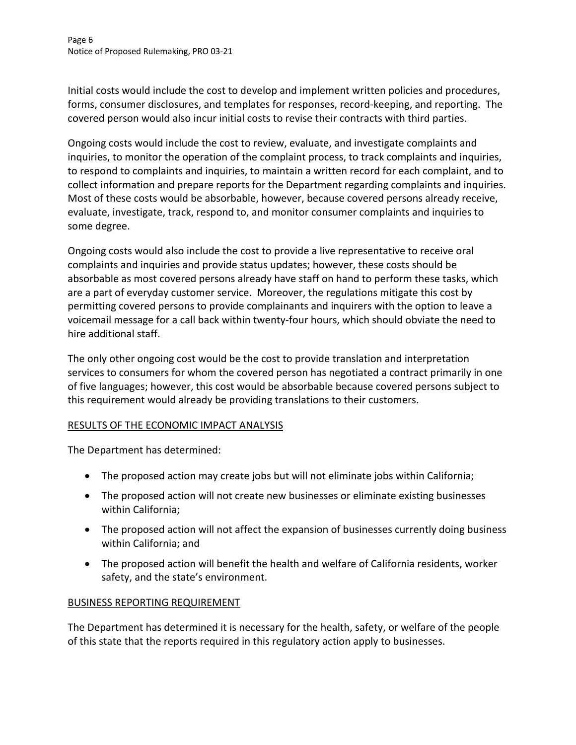Initial costs would include the cost to develop and implement written policies and procedures, forms, consumer disclosures, and templates for responses, record-keeping, and reporting. The covered person would also incur initial costs to revise their contracts with third parties.

Ongoing costs would include the cost to review, evaluate, and investigate complaints and inquiries, to monitor the operation of the complaint process, to track complaints and inquiries, to respond to complaints and inquiries, to maintain a written record for each complaint, and to collect information and prepare reports for the Department regarding complaints and inquiries. Most of these costs would be absorbable, however, because covered persons already receive, evaluate, investigate, track, respond to, and monitor consumer complaints and inquiries to some degree.

Ongoing costs would also include the cost to provide a live representative to receive oral complaints and inquiries and provide status updates; however, these costs should be absorbable as most covered persons already have staff on hand to perform these tasks, which are a part of everyday customer service. Moreover, the regulations mitigate this cost by permitting covered persons to provide complainants and inquirers with the option to leave a voicemail message for a call back within twenty-four hours, which should obviate the need to hire additional staff.

The only other ongoing cost would be the cost to provide translation and interpretation services to consumers for whom the covered person has negotiated a contract primarily in one of five languages; however, this cost would be absorbable because covered persons subject to this requirement would already be providing translations to their customers.

## RESULTS OF THE ECONOMIC IMPACT ANALYSIS

The Department has determined:

- The proposed action may create jobs but will not eliminate jobs within California;
- The proposed action will not create new businesses or eliminate existing businesses within California;
- The proposed action will not affect the expansion of businesses currently doing business within California; and
- The proposed action will benefit the health and welfare of California residents, worker safety, and the state's environment.

## BUSINESS REPORTING REQUIREMENT

The Department has determined it is necessary for the health, safety, or welfare of the people of this state that the reports required in this regulatory action apply to businesses.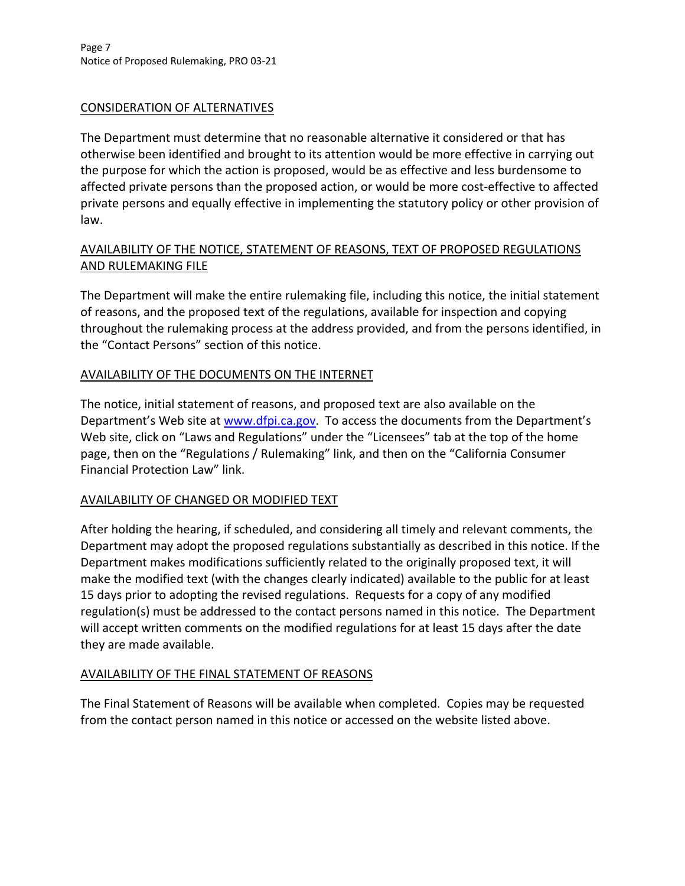## CONSIDERATION OF ALTERNATIVES

The Department must determine that no reasonable alternative it considered or that has otherwise been identified and brought to its attention would be more effective in carrying out the purpose for which the action is proposed, would be as effective and less burdensome to affected private persons than the proposed action, or would be more cost-effective to affected private persons and equally effective in implementing the statutory policy or other provision of law.

## AVAILABILITY OF THE NOTICE, STATEMENT OF REASONS, TEXT OF PROPOSED REGULATIONS AND RULEMAKING FILE

The Department will make the entire rulemaking file, including this notice, the initial statement of reasons, and the proposed text of the regulations, available for inspection and copying throughout the rulemaking process at the address provided, and from the persons identified, in the "Contact Persons" section of this notice.

## AVAILABILITY OF THE DOCUMENTS ON THE INTERNET

The notice, initial statement of reasons, and proposed text are also available on the Department's Web site at [www.dfpi.ca.gov](http://www.dfpi.ca.gov). To access the documents from the Department's Web site, click on "Laws and Regulations" under the "Licensees" tab at the top of the home page, then on the "Regulations / Rulemaking" link, and then on the "California Consumer Financial Protection Law" link.

## AVAILABILITY OF CHANGED OR MODIFIED TEXT

After holding the hearing, if scheduled, and considering all timely and relevant comments, the Department may adopt the proposed regulations substantially as described in this notice. If the Department makes modifications sufficiently related to the originally proposed text, it will make the modified text (with the changes clearly indicated) available to the public for at least 15 days prior to adopting the revised regulations. Requests for a copy of any modified regulation(s) must be addressed to the contact persons named in this notice. The Department will accept written comments on the modified regulations for at least 15 days after the date they are made available.

## AVAILABILITY OF THE FINAL STATEMENT OF REASONS

The Final Statement of Reasons will be available when completed. Copies may be requested from the contact person named in this notice or accessed on the website listed above.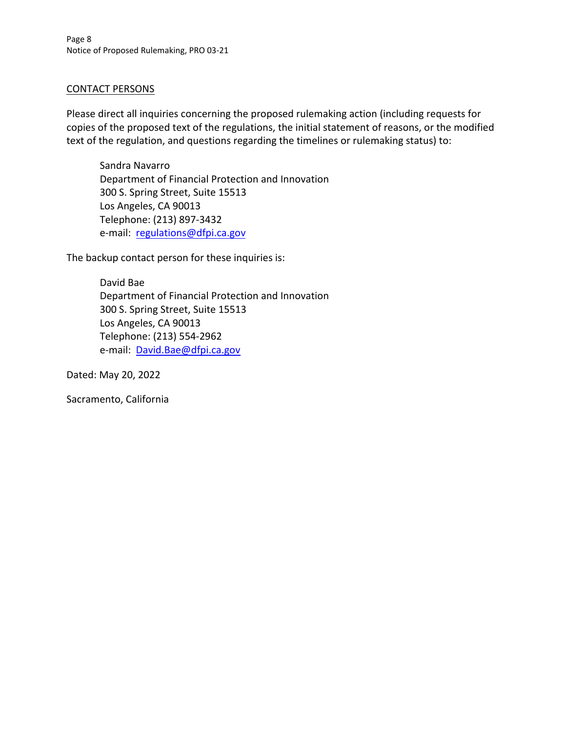## CONTACT PERSONS

Please direct all inquiries concerning the proposed rulemaking action (including requests for copies of the proposed text of the regulations, the initial statement of reasons, or the modified text of the regulation, and questions regarding the timelines or rulemaking status) to:

> Sandra Navarro
> Department of Financial Protection and Innovation
> 300 S. Spring Street, Suite 15513
> Los Angeles, CA 90013
> Telephone: (213) 897-3432
> e-mail: regulations@dfpi.ca.gov

The backup contact person for these inquiries is:

> David Bae
> Department of Financial Protection and Innovation
> 300 S. Spring Street, Suite 15513
> Los Angeles, CA 90013
> Telephone: (213) 554-2962
> e-mail: David.Bae@dfpi.ca.gov

Dated: May 20, 2022

Sacramento, California